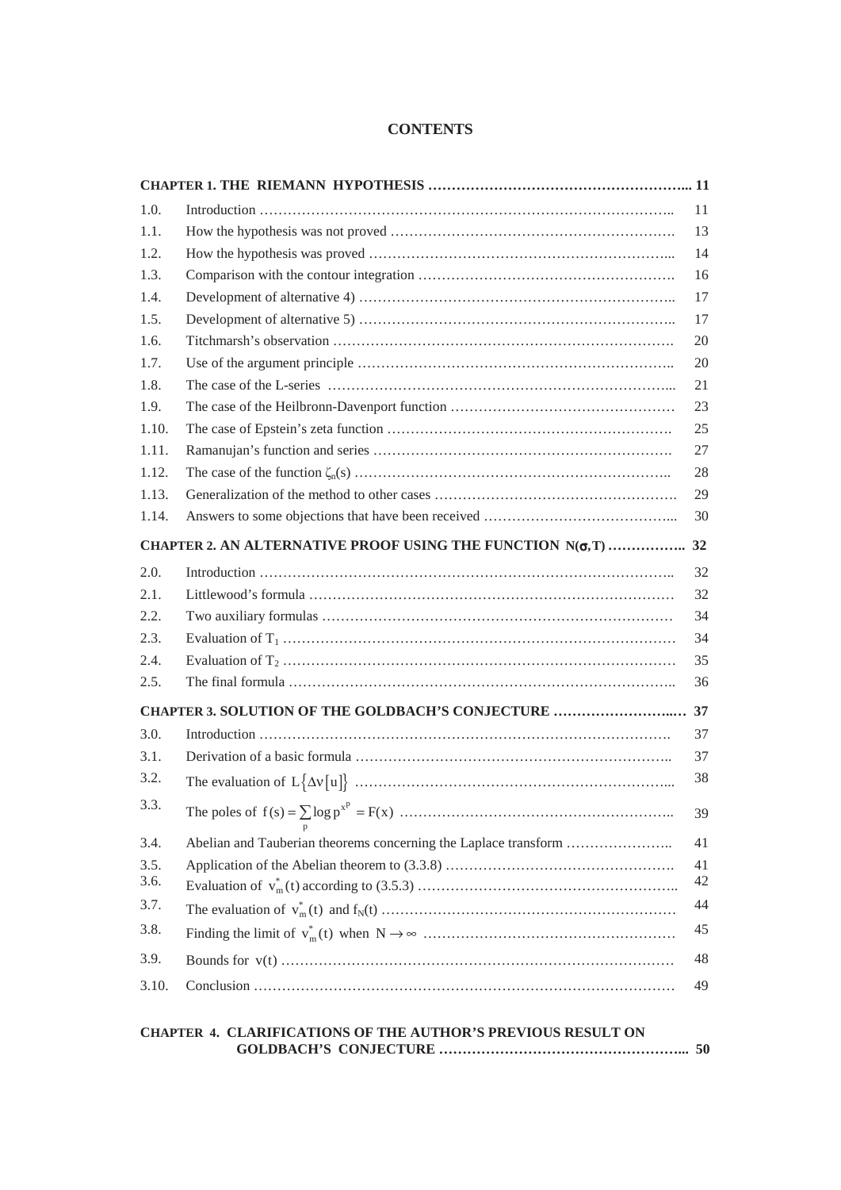# CONTENTS

| | | |
|---|---|---|
| **CHAPTER 1. THE RIEMANN HYPOTHESIS** | | **11** |
| 1.0. | Introduction | 11 |
| 1.1. | How the hypothesis was not proved | 13 |
| 1.2. | How the hypothesis was proved | 14 |
| 1.3. | Comparison with the contour integration | 16 |
| 1.4. | Development of alternative 4) | 17 |
| 1.5. | Development of alternative 5) | 17 |
| 1.6. | Titchmarsh's observation | 20 |
| 1.7. | Use of the argument principle | 20 |
| 1.8. | The case of the L-series | 21 |
| 1.9. | The case of the Heilbronn-Davenport function | 23 |
| 1.10. | The case of Epstein's zeta function | 25 |
| 1.11. | Ramanujan's function and series | 27 |
| 1.12. | The case of the function $\zeta_n(s)$ | 28 |
| 1.13. | Generalization of the method to other cases | 29 |
| 1.14. | Answers to some objections that have been received | 30 |
| **CHAPTER 2. AN ALTERNATIVE PROOF USING THE FUNCTION $N(\sigma,T)$** | | **32** |
| 2.0. | Introduction | 32 |
| 2.1. | Littlewood's formula | 32 |
| 2.2. | Two auxiliary formulas | 34 |
| 2.3. | Evaluation of $T_1$ | 34 |
| 2.4. | Evaluation of $T_2$ | 35 |
| 2.5. | The final formula | 36 |
| **CHAPTER 3. SOLUTION OF THE GOLDBACH'S CONJECTURE** | | **37** |
| 3.0. | Introduction | 37 |
| 3.1. | Derivation of a basic formula | 37 |
| 3.2. | The evaluation of $L\{\Delta v[u]\}$ | 38 |
| 3.3. | The poles of $f(s)=\sum_p \log p^{x^p}=F(x)$ | 39 |
| 3.4. | Abelian and Tauberian theorems concerning the Laplace transform | 41 |
| 3.5. | Application of the Abelian theorem to (3.3.8) | 41 |
| 3.6. | Evaluation of $v_m^*(t)$ according to (3.5.3) | 42 |
| 3.7. | The evaluation of $v_m^*(t)$ and $f_N(t)$ | 44 |
| 3.8. | Finding the limit of $v_m^*(t)$ when $N\to\infty$ | 45 |
| 3.9. | Bounds for $v(t)$ | 48 |
| 3.10. | Conclusion | 49 |
| **CHAPTER 4. CLARIFICATIONS OF THE AUTHOR'S PREVIOUS RESULT ON GOLDBACH'S CONJECTURE** | | **50** |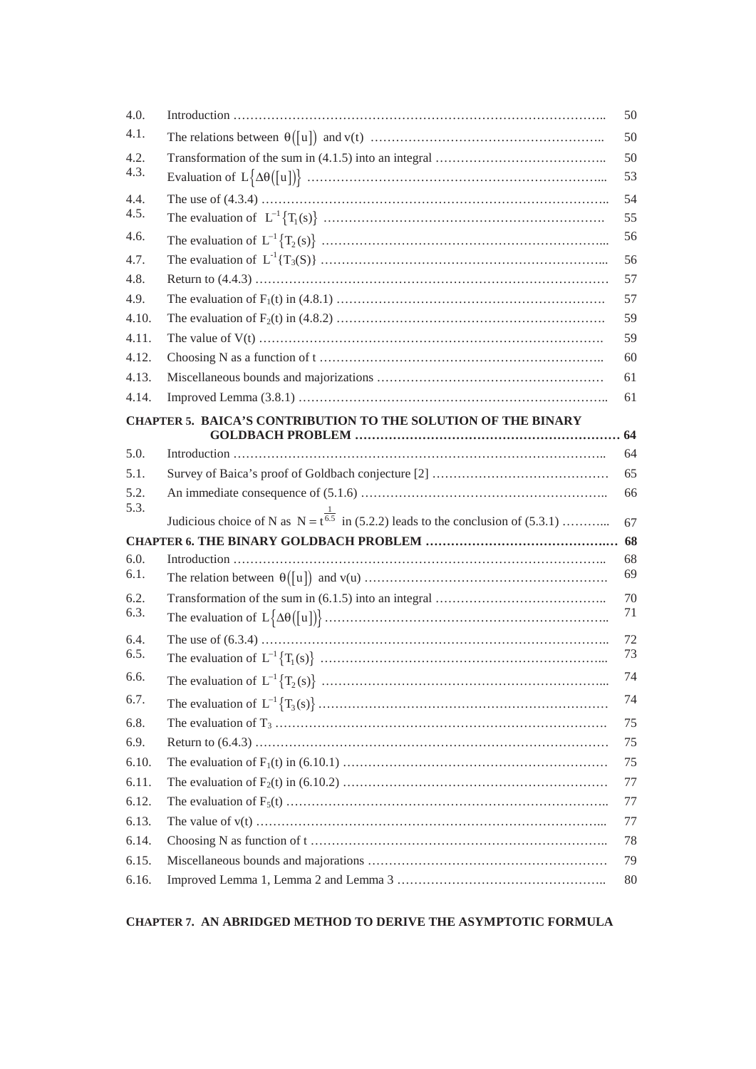| | | |
|---|---|---|
| 4.0. | Introduction …………………………………………………………………………….. | 50 |
| 4.1. | The relations between $\theta([u])$ and $v(t)$ ……………………………………………….. | 50 |
| 4.2. | Transformation of the sum in (4.1.5) into an integral ………………………………….. | 50 |
| 4.3. | Evaluation of $L\{\Delta\theta([u])\}$ ……………………………………………………………... | 53 |
| 4.4. | The use of (4.3.4) …………………………………………………………………….. | 54 |
| 4.5. | The evaluation of $L^{-1}\{T_1(s)\}$ ………………………………………………………. | 55 |
| 4.6. | The evaluation of $L^{-1}\{T_2(s)\}$ ……………………………………………………….. | 56 |
| 4.7. | The evaluation of $L^{-1}\{T_3(S)\}$ ……………………………………………………….. | 56 |
| 4.8. | Return to (4.4.3) ………………………………………………………………………. | 57 |
| 4.9. | The evaluation of $F_1(t)$ in (4.8.1) ……………………………………………………. | 57 |
| 4.10. | The evaluation of $F_2(t)$ in (4.8.2) ……………………………………………………. | 59 |
| 4.11. | The value of $V(t)$ ……………………………………………………………………. | 59 |
| 4.12. | Choosing N as a function of t ……………………………………………………….. | 60 |
| 4.13. | Miscellaneous bounds and majorizations …………………………………………… | 61 |
| 4.14. | Improved Lemma (3.8.1) ……………………………………………………………….. | 61 |

**CHAPTER 5. BAICA'S CONTRIBUTION TO THE SOLUTION OF THE BINARY GOLDBACH PROBLEM ……………………………………………………… 64**

| | | |
|---|---|---|
| 5.0. | Introduction …………………………………………………………………………….. | 64 |
| 5.1. | Survey of Baica's proof of Goldbach conjecture [2] ………………………………… | 65 |
| 5.2. | An immediate consequence of (5.1.6) ……………………………………………….. | 66 |
| 5.3. | Judicious choice of N as $N = t^{\frac{1}{6.5}}$ in (5.2.2) leads to the conclusion of (5.3.1) ………... | 67 |

**CHAPTER 6. THE BINARY GOLDBACH PROBLEM ……………………………………. 68**

| | | |
|---|---|---|
| 6.0. | Introduction …………………………………………………………………………….. | 68 |
| 6.1. | The relation between $\theta([u])$ and $v(u)$ ………………………………………………….. | 69 |
| 6.2. | Transformation of the sum in (6.1.5) into an integral ………………………………….. | 70 |
| 6.3. | The evaluation of $L\{\Delta\theta([u])\}$ ……………………………………………………….. | 71 |
| 6.4. | The use of (6.3.4) …………………………………………………………………….. | 72 |
| 6.5. | The evaluation of $L^{-1}\{T_1(s)\}$ ………………………………………………………... | 73 |
| 6.6. | The evaluation of $L^{-1}\{T_2(s)\}$ ………………………………………………………... | 74 |
| 6.7. | The evaluation of $L^{-1}\{T_3(s)\}$ ……………………………………………………….. | 74 |
| 6.8. | The evaluation of $T_3$ ………………………………………………………………….. | 75 |
| 6.9. | Return to (6.4.3) ………………………………………………………………………. | 75 |
| 6.10. | The evaluation of $F_1(t)$ in (6.10.1) …………………………………………………… | 75 |
| 6.11. | The evaluation of $F_2(t)$ in (6.10.2) …………………………………………………… | 77 |
| 6.12. | The evaluation of $F_5(t)$ ……………………………………………………………….. | 77 |
| 6.13. | The value of $v(t)$ ……………………………………………………………………... | 77 |
| 6.14. | Choosing N as function of t ………………………………………………………….. | 78 |
| 6.15. | Miscellaneous bounds and majorations ………………………………………………. | 79 |
| 6.16. | Improved Lemma 1, Lemma 2 and Lemma 3 ………………………………………….. | 80 |

**CHAPTER 7. AN ABRIDGED METHOD TO DERIVE THE ASYMPTOTIC FORMULA**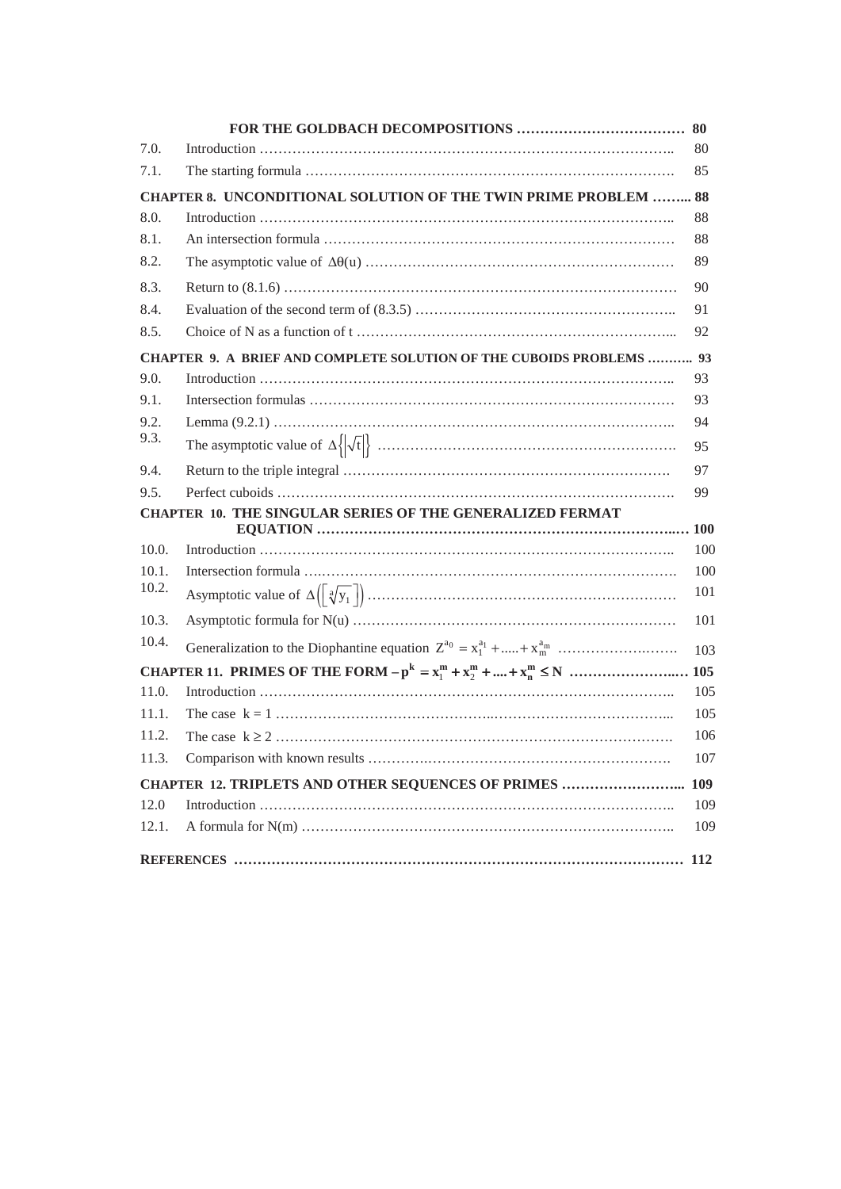| | | |
|---|---|---|
| | **FOR THE GOLDBACH DECOMPOSITIONS** | **80** |
| 7.0. | Introduction | 80 |
| 7.1. | The starting formula | 85 |
| **CHAPTER 8.** | **UNCONDITIONAL SOLUTION OF THE TWIN PRIME PROBLEM** | **88** |
| 8.0. | Introduction | 88 |
| 8.1. | An intersection formula | 88 |
| 8.2. | The asymptotic value of $\Delta\theta(u)$ | 89 |
| 8.3. | Return to (8.1.6) | 90 |
| 8.4. | Evaluation of the second term of (8.3.5) | 91 |
| 8.5. | Choice of N as a function of t | 92 |
| **CHAPTER 9.** | **A BRIEF AND COMPLETE SOLUTION OF THE CUBOIDS PROBLEMS** | **93** |
| 9.0. | Introduction | 93 |
| 9.1. | Intersection formulas | 93 |
| 9.2. | Lemma (9.2.1) | 94 |
| 9.3. | The asymptotic value of $\Delta\left\{\left[\sqrt{t}\right]\right\}$ | 95 |
| 9.4. | Return to the triple integral | 97 |
| 9.5. | Perfect cuboids | 99 |
| **CHAPTER 10.** | **THE SINGULAR SERIES OF THE GENERALIZED FERMAT EQUATION** | **100** |
| 10.0. | Introduction | 100 |
| 10.1. | Intersection formula | 100 |
| 10.2. | Asymptotic value of $\Delta\left(\left[\sqrt[a]{y_1}\right]\right)$ | 101 |
| 10.3. | Asymptotic formula for N(u) | 101 |
| 10.4. | Generalization to the Diophantine equation $Z^{a_0} = x_1^{a_1} + \dots + x_m^{a_m}$ | 103 |
| **CHAPTER 11.** | **PRIMES OF THE FORM $-p^k = x_1^m + x_2^m + \dots + x_n^m \le N$** | **105** |
| 11.0. | Introduction | 105 |
| 11.1. | The case $k = 1$ | 105 |
| 11.2. | The case $k \ge 2$ | 106 |
| 11.3. | Comparison with known results | 107 |
| **CHAPTER 12.** | **TRIPLETS AND OTHER SEQUENCES OF PRIMES** | **109** |
| 12.0 | Introduction | 109 |
| 12.1. | A formula for N(m) | 109 |
| **REFERENCES** | | **112** |